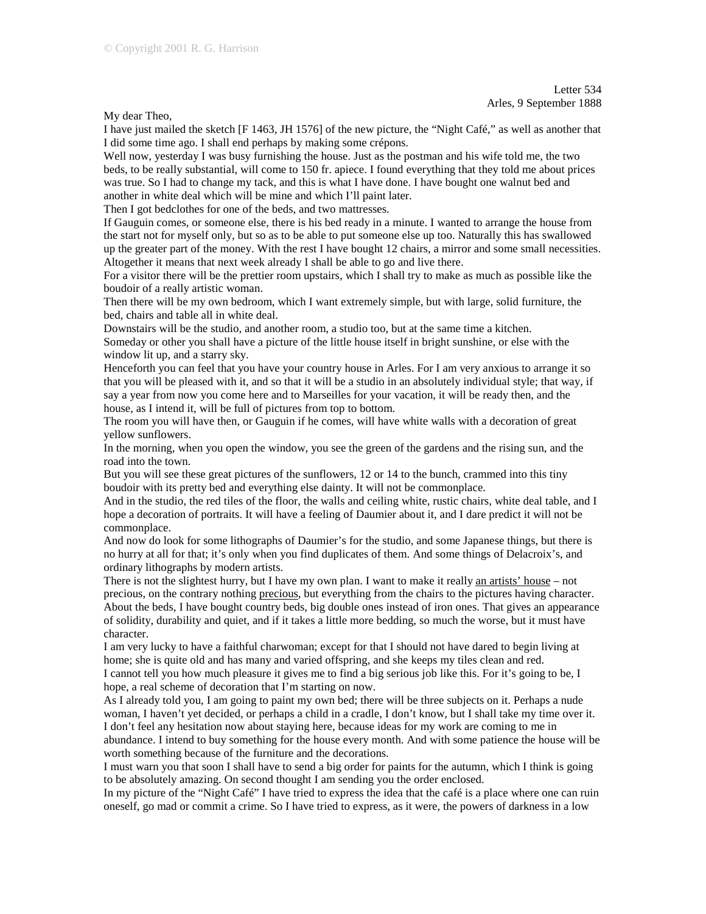© Copyright 2001 R. G. Harrison

Letter 534
Arles, 9 September 1888

My dear Theo,

I have just mailed the sketch [F 1463, JH 1576] of the new picture, the "Night Café," as well as another that I did some time ago. I shall end perhaps by making some crépons.

Well now, yesterday I was busy furnishing the house. Just as the postman and his wife told me, the two beds, to be really substantial, will come to 150 fr. apiece. I found everything that they told me about prices was true. So I had to change my tack, and this is what I have done. I have bought one walnut bed and another in white deal which will be mine and which I'll paint later.

Then I got bedclothes for one of the beds, and two mattresses.

If Gauguin comes, or someone else, there is his bed ready in a minute. I wanted to arrange the house from the start not for myself only, but so as to be able to put someone else up too. Naturally this has swallowed up the greater part of the money. With the rest I have bought 12 chairs, a mirror and some small necessities. Altogether it means that next week already I shall be able to go and live there.

For a visitor there will be the prettier room upstairs, which I shall try to make as much as possible like the boudoir of a really artistic woman.

Then there will be my own bedroom, which I want extremely simple, but with large, solid furniture, the bed, chairs and table all in white deal.

Downstairs will be the studio, and another room, a studio too, but at the same time a kitchen.

Someday or other you shall have a picture of the little house itself in bright sunshine, or else with the window lit up, and a starry sky.

Henceforth you can feel that you have your country house in Arles. For I am very anxious to arrange it so that you will be pleased with it, and so that it will be a studio in an absolutely individual style; that way, if say a year from now you come here and to Marseilles for your vacation, it will be ready then, and the house, as I intend it, will be full of pictures from top to bottom.

The room you will have then, or Gauguin if he comes, will have white walls with a decoration of great yellow sunflowers.

In the morning, when you open the window, you see the green of the gardens and the rising sun, and the road into the town.

But you will see these great pictures of the sunflowers, 12 or 14 to the bunch, crammed into this tiny boudoir with its pretty bed and everything else dainty. It will not be commonplace.

And in the studio, the red tiles of the floor, the walls and ceiling white, rustic chairs, white deal table, and I hope a decoration of portraits. It will have a feeling of Daumier about it, and I dare predict it will not be commonplace.

And now do look for some lithographs of Daumier's for the studio, and some Japanese things, but there is no hurry at all for that; it's only when you find duplicates of them. And some things of Delacroix's, and ordinary lithographs by modern artists.

There is not the slightest hurry, but I have my own plan. I want to make it really <u>an artists' house</u> – not precious, on the contrary nothing <u>precious</u>, but everything from the chairs to the pictures having character.

About the beds, I have bought country beds, big double ones instead of iron ones. That gives an appearance of solidity, durability and quiet, and if it takes a little more bedding, so much the worse, but it must have character.

I am very lucky to have a faithful charwoman; except for that I should not have dared to begin living at home; she is quite old and has many and varied offspring, and she keeps my tiles clean and red.

I cannot tell you how much pleasure it gives me to find a big serious job like this. For it's going to be, I hope, a real scheme of decoration that I'm starting on now.

As I already told you, I am going to paint my own bed; there will be three subjects on it. Perhaps a nude woman, I haven't yet decided, or perhaps a child in a cradle, I don't know, but I shall take my time over it.

I don't feel any hesitation now about staying here, because ideas for my work are coming to me in abundance. I intend to buy something for the house every month. And with some patience the house will be worth something because of the furniture and the decorations.

I must warn you that soon I shall have to send a big order for paints for the autumn, which I think is going to be absolutely amazing. On second thought I am sending you the order enclosed.

In my picture of the "Night Café" I have tried to express the idea that the café is a place where one can ruin oneself, go mad or commit a crime. So I have tried to express, as it were, the powers of darkness in a low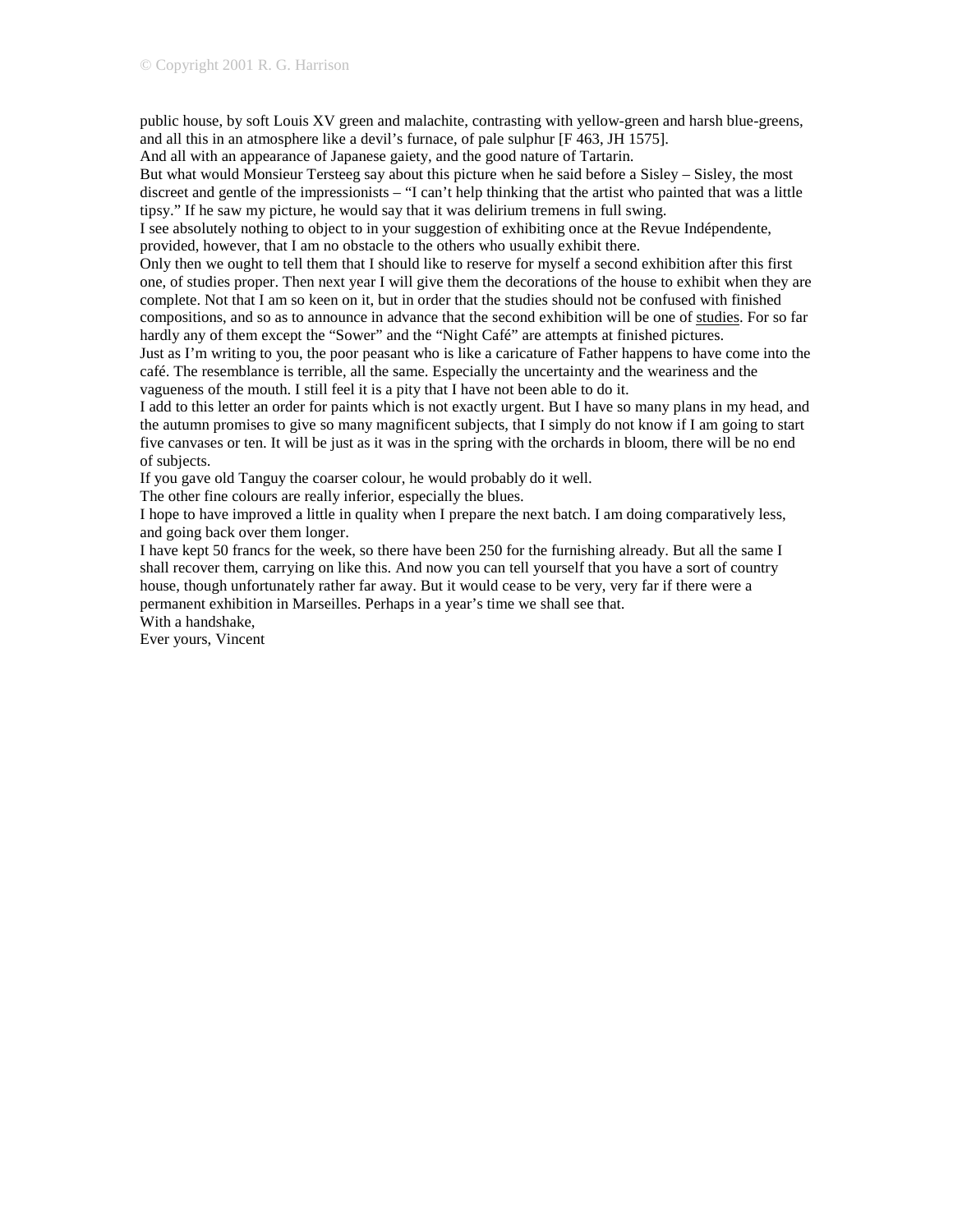public house, by soft Louis XV green and malachite, contrasting with yellow-green and harsh blue-greens, and all this in an atmosphere like a devil's furnace, of pale sulphur [F 463, JH 1575].

And all with an appearance of Japanese gaiety, and the good nature of Tartarin.

But what would Monsieur Tersteeg say about this picture when he said before a Sisley – Sisley, the most discreet and gentle of the impressionists – "I can't help thinking that the artist who painted that was a little tipsy." If he saw my picture, he would say that it was delirium tremens in full swing.

I see absolutely nothing to object to in your suggestion of exhibiting once at the Revue Indépendente, provided, however, that I am no obstacle to the others who usually exhibit there.

Only then we ought to tell them that I should like to reserve for myself a second exhibition after this first one, of studies proper. Then next year I will give them the decorations of the house to exhibit when they are complete. Not that I am so keen on it, but in order that the studies should not be confused with finished compositions, and so as to announce in advance that the second exhibition will be one of <u>studies</u>. For so far hardly any of them except the "Sower" and the "Night Café" are attempts at finished pictures.

Just as I'm writing to you, the poor peasant who is like a caricature of Father happens to have come into the café. The resemblance is terrible, all the same. Especially the uncertainty and the weariness and the vagueness of the mouth. I still feel it is a pity that I have not been able to do it.

I add to this letter an order for paints which is not exactly urgent. But I have so many plans in my head, and the autumn promises to give so many magnificent subjects, that I simply do not know if I am going to start five canvases or ten. It will be just as it was in the spring with the orchards in bloom, there will be no end of subjects.

If you gave old Tanguy the coarser colour, he would probably do it well.

The other fine colours are really inferior, especially the blues.

I hope to have improved a little in quality when I prepare the next batch. I am doing comparatively less, and going back over them longer.

I have kept 50 francs for the week, so there have been 250 for the furnishing already. But all the same I shall recover them, carrying on like this. And now you can tell yourself that you have a sort of country house, though unfortunately rather far away. But it would cease to be very, very far if there were a permanent exhibition in Marseilles. Perhaps in a year's time we shall see that.

With a handshake,

Ever yours, Vincent